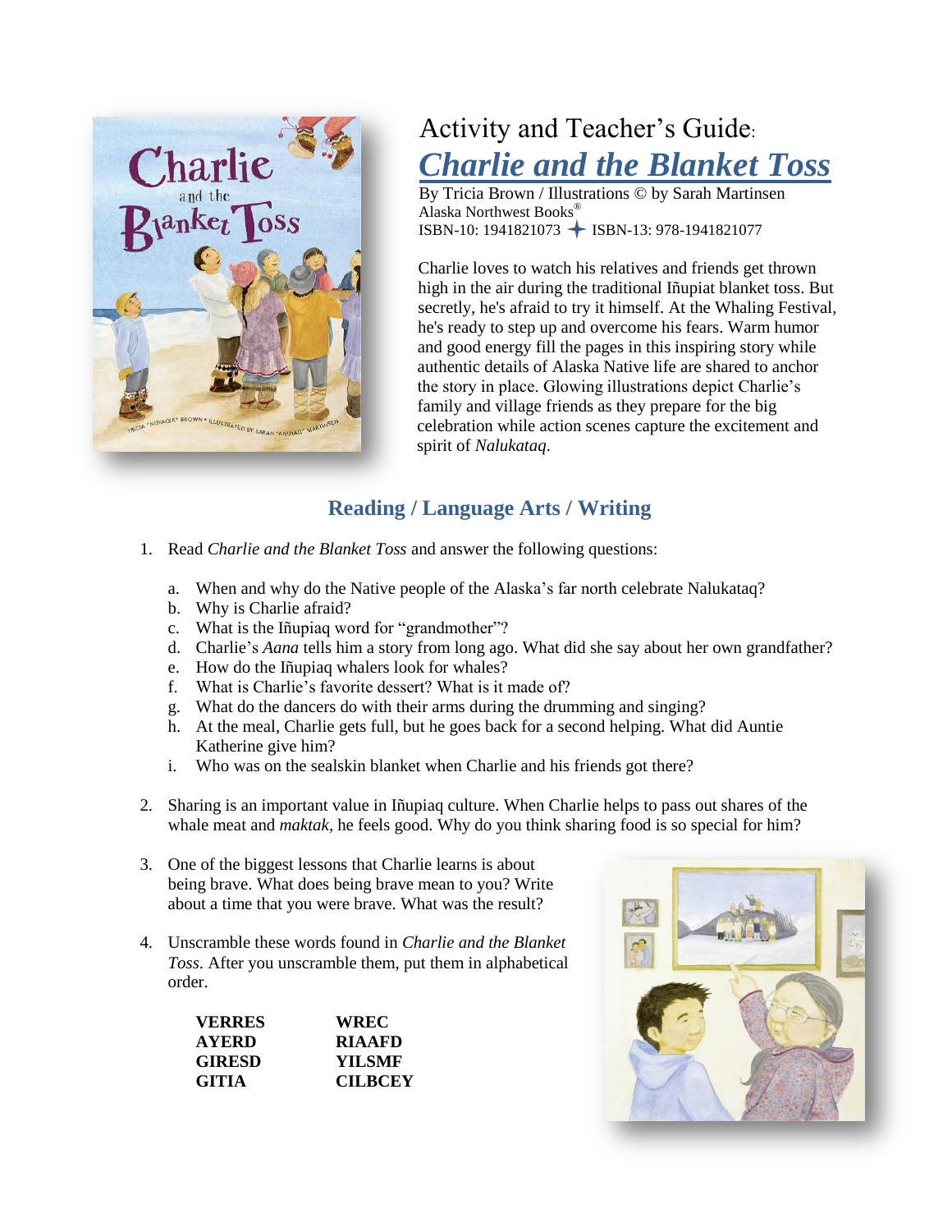# Activity and Teacher's Guide:

## *Charlie and the Blanket Toss*

By Tricia Brown / Illustrations © by Sarah Martinsen
Alaska Northwest Books®
ISBN-10: 1941821073 ✦ ISBN-13: 978-1941821077

Charlie loves to watch his relatives and friends get thrown high in the air during the traditional Iñupiat blanket toss. But secretly, he's afraid to try it himself. At the Whaling Festival, he's ready to step up and overcome his fears. Warm humor and good energy fill the pages in this inspiring story while authentic details of Alaska Native life are shared to anchor the story in place. Glowing illustrations depict Charlie's family and village friends as they prepare for the big celebration while action scenes capture the excitement and spirit of *Nalukataq*.

## Reading / Language Arts / Writing

1. Read *Charlie and the Blanket Toss* and answer the following questions:

   a. When and why do the Native people of the Alaska's far north celebrate Nalukataq?
   b. Why is Charlie afraid?
   c. What is the Iñupiaq word for "grandmother"?
   d. Charlie's *Aana* tells him a story from long ago. What did she say about her own grandfather?
   e. How do the Iñupiaq whalers look for whales?
   f. What is Charlie's favorite dessert? What is it made of?
   g. What do the dancers do with their arms during the drumming and singing?
   h. At the meal, Charlie gets full, but he goes back for a second helping. What did Auntie Katherine give him?
   i. Who was on the sealskin blanket when Charlie and his friends got there?

2. Sharing is an important value in Iñupiaq culture. When Charlie helps to pass out shares of the whale meat and *maktak*, he feels good. Why do you think sharing food is so special for him?

3. One of the biggest lessons that Charlie learns is about being brave. What does being brave mean to you? Write about a time that you were brave. What was the result?

4. Unscramble these words found in *Charlie and the Blanket Toss*. After you unscramble them, put them in alphabetical order.

| | |
|---|---|
| **VERRES** | **WREC** |
| **AYERD** | **RIAAFD** |
| **GIRESD** | **YILSMF** |
| **GITIA** | **CILBCEY** |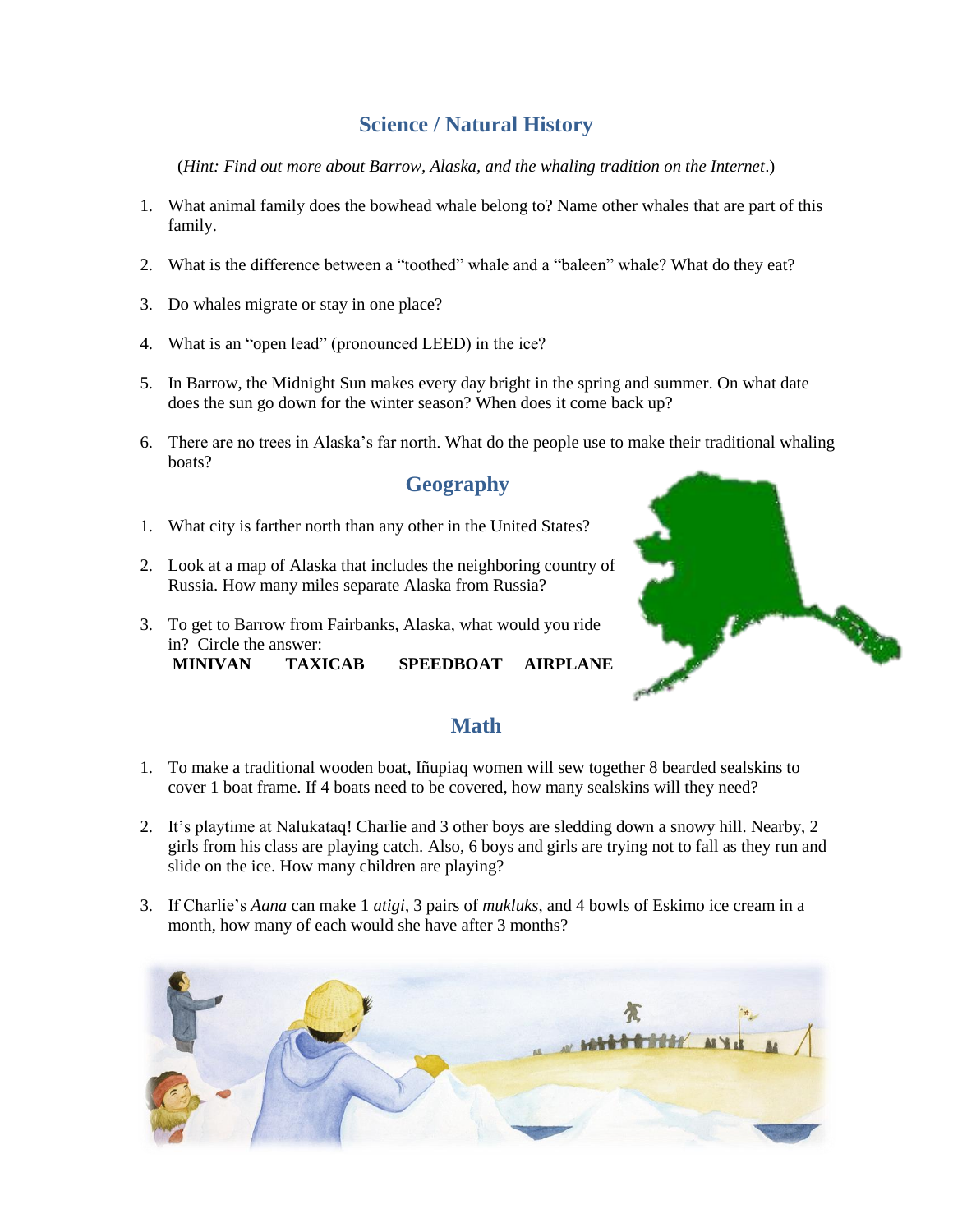## Science / Natural History

(*Hint: Find out more about Barrow, Alaska, and the whaling tradition on the Internet*.)

1. What animal family does the bowhead whale belong to? Name other whales that are part of this family.
2. What is the difference between a "toothed" whale and a "baleen" whale? What do they eat?
3. Do whales migrate or stay in one place?
4. What is an "open lead" (pronounced LEED) in the ice?
5. In Barrow, the Midnight Sun makes every day bright in the spring and summer. On what date does the sun go down for the winter season? When does it come back up?
6. There are no trees in Alaska's far north. What do the people use to make their traditional whaling boats?

## Geography

1. What city is farther north than any other in the United States?
2. Look at a map of Alaska that includes the neighboring country of Russia. How many miles separate Alaska from Russia?
3. To get to Barrow from Fairbanks, Alaska, what would you ride in? Circle the answer:
   **MINIVAN TAXICAB SPEEDBOAT AIRPLANE**

## Math

1. To make a traditional wooden boat, Iñupiaq women will sew together 8 bearded sealskins to cover 1 boat frame. If 4 boats need to be covered, how many sealskins will they need?
2. It's playtime at Nalukataq! Charlie and 3 other boys are sledding down a snowy hill. Nearby, 2 girls from his class are playing catch. Also, 6 boys and girls are trying not to fall as they run and slide on the ice. How many children are playing?
3. If Charlie's *Aana* can make 1 *atigi*, 3 pairs of *mukluks*, and 4 bowls of Eskimo ice cream in a month, how many of each would she have after 3 months?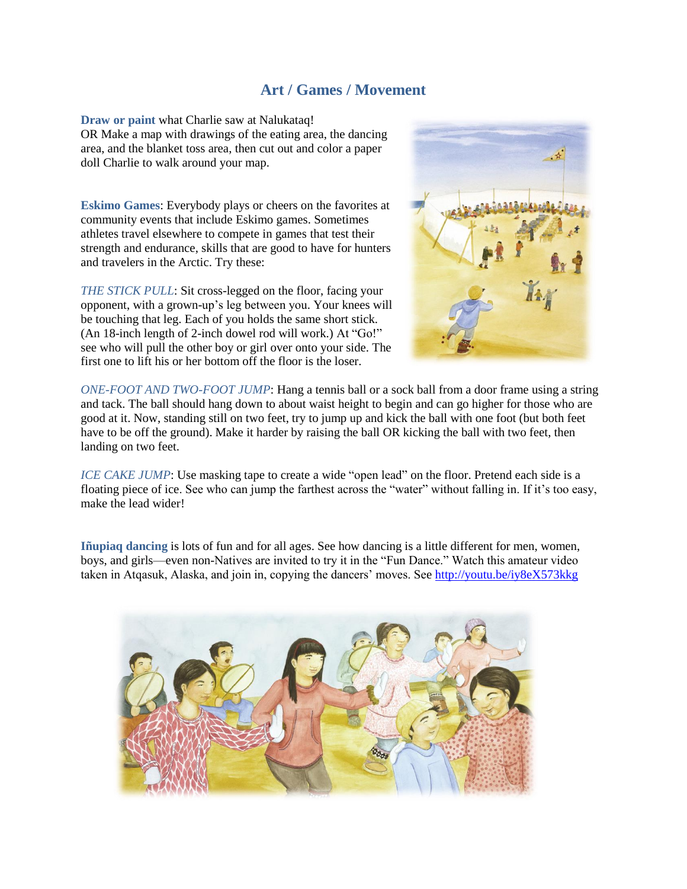## Art / Games / Movement

**Draw or paint** what Charlie saw at Nalukataq!
OR Make a map with drawings of the eating area, the dancing area, and the blanket toss area, then cut out and color a paper doll Charlie to walk around your map.

**Eskimo Games**: Everybody plays or cheers on the favorites at community events that include Eskimo games. Sometimes athletes travel elsewhere to compete in games that test their strength and endurance, skills that are good to have for hunters and travelers in the Arctic. Try these:

*THE STICK PULL*: Sit cross-legged on the floor, facing your opponent, with a grown-up's leg between you. Your knees will be touching that leg. Each of you holds the same short stick. (An 18-inch length of 2-inch dowel rod will work.) At "Go!" see who will pull the other boy or girl over onto your side. The first one to lift his or her bottom off the floor is the loser.

*ONE-FOOT AND TWO-FOOT JUMP*: Hang a tennis ball or a sock ball from a door frame using a string and tack. The ball should hang down to about waist height to begin and can go higher for those who are good at it. Now, standing still on two feet, try to jump up and kick the ball with one foot (but both feet have to be off the ground). Make it harder by raising the ball OR kicking the ball with two feet, then landing on two feet.

*ICE CAKE JUMP*: Use masking tape to create a wide "open lead" on the floor. Pretend each side is a floating piece of ice. See who can jump the farthest across the "water" without falling in. If it's too easy, make the lead wider!

**Iñupiaq dancing** is lots of fun and for all ages. See how dancing is a little different for men, women, boys, and girls—even non-Natives are invited to try it in the "Fun Dance." Watch this amateur video taken in Atqasuk, Alaska, and join in, copying the dancers' moves. See [http://youtu.be/iy8eX573kkg](http://youtu.be/iy8eX573kkg)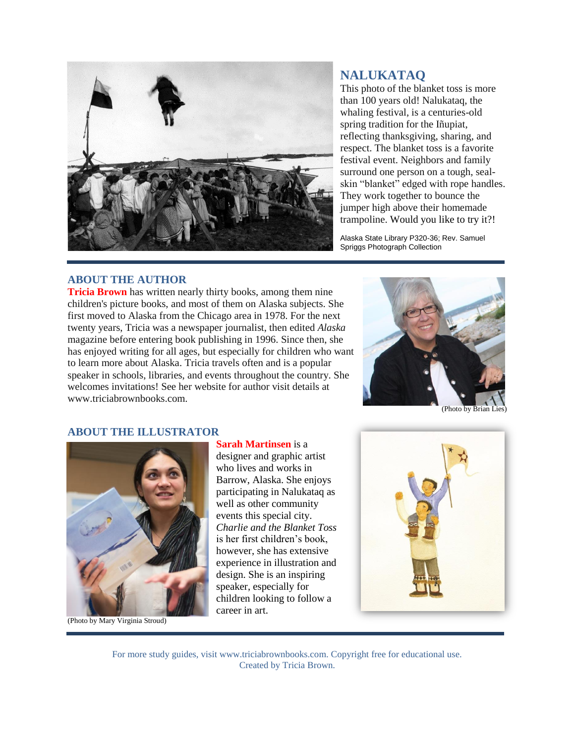## NALUKATAQ

This photo of the blanket toss is more than 100 years old! Nalukataq, the whaling festival, is a centuries-old spring tradition for the Iñupiat, reflecting thanksgiving, sharing, and respect. The blanket toss is a favorite festival event. Neighbors and family surround one person on a tough, seal-skin "blanket" edged with rope handles. They work together to bounce the jumper high above their homemade trampoline. Would you like to try it?!

Alaska State Library P320-36; Rev. Samuel Spriggs Photograph Collection

## ABOUT THE AUTHOR

**Tricia Brown** has written nearly thirty books, among them nine children's picture books, and most of them on Alaska subjects. She first moved to Alaska from the Chicago area in 1978. For the next twenty years, Tricia was a newspaper journalist, then edited *Alaska* magazine before entering book publishing in 1996. Since then, she has enjoyed writing for all ages, but especially for children who want to learn more about Alaska. Tricia travels often and is a popular speaker in schools, libraries, and events throughout the country. She welcomes invitations! See her website for author visit details at www.triciabrownbooks.com.

(Photo by Brian Lies)

## ABOUT THE ILLUSTRATOR

**Sarah Martinsen** is a designer and graphic artist who lives and works in Barrow, Alaska. She enjoys participating in Nalukataq as well as other community events this special city. *Charlie and the Blanket Toss* is her first children's book, however, she has extensive experience in illustration and design. She is an inspiring speaker, especially for children looking to follow a career in art.

(Photo by Mary Virginia Stroud)

For more study guides, visit www.triciabrownbooks.com. Copyright free for educational use. Created by Tricia Brown.